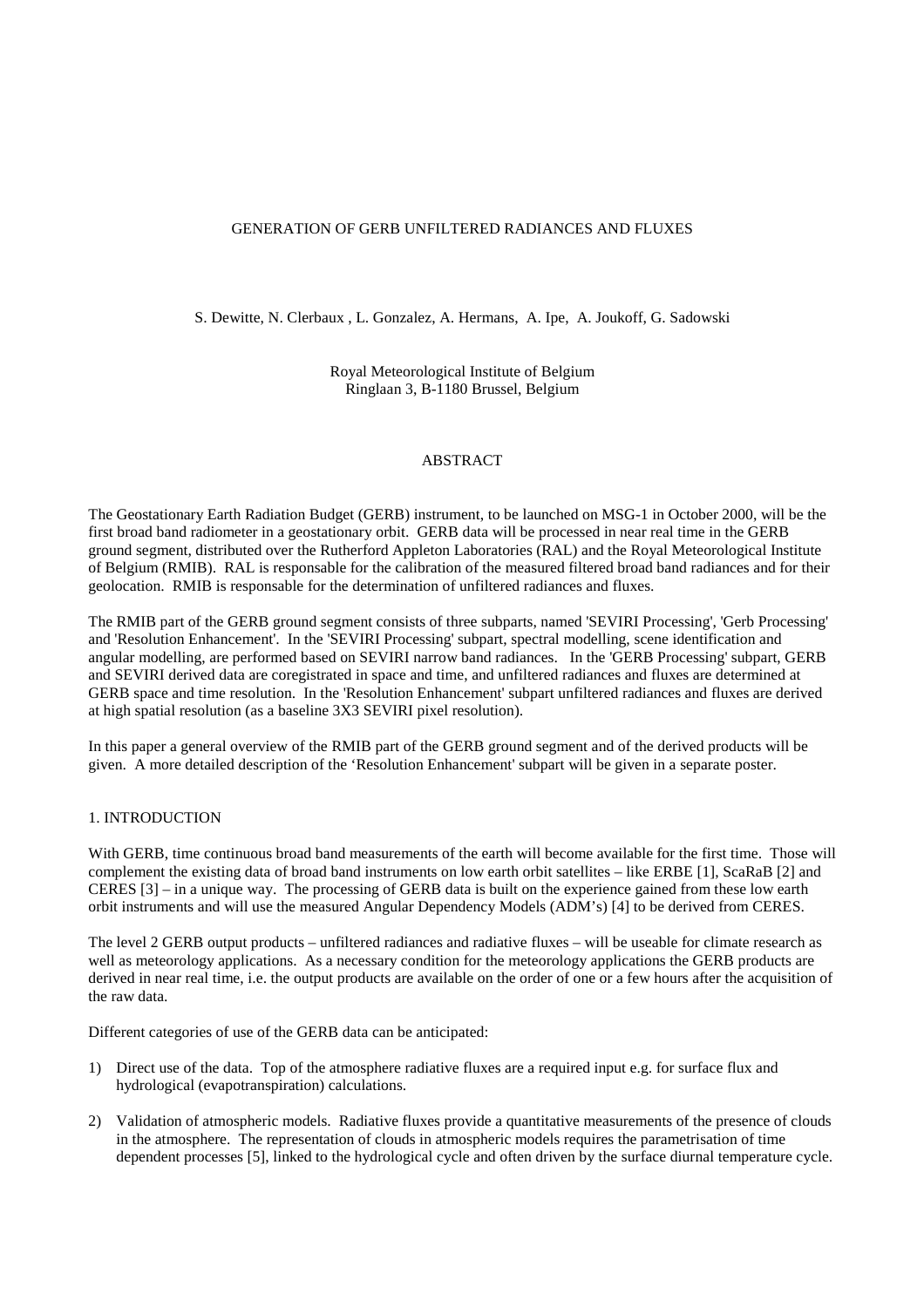# GENERATION OF GERB UNFILTERED RADIANCES AND FLUXES

S. Dewitte, N. Clerbaux , L. Gonzalez, A. Hermans, A. Ipe, A. Joukoff, G. Sadowski

Royal Meteorological Institute of Belgium
Ringlaan 3, B-1180 Brussel, Belgium

## ABSTRACT

The Geostationary Earth Radiation Budget (GERB) instrument, to be launched on MSG-1 in October 2000, will be the first broad band radiometer in a geostationary orbit. GERB data will be processed in near real time in the GERB ground segment, distributed over the Rutherford Appleton Laboratories (RAL) and the Royal Meteorological Institute of Belgium (RMIB). RAL is responsable for the calibration of the measured filtered broad band radiances and for their geolocation. RMIB is responsable for the determination of unfiltered radiances and fluxes.

The RMIB part of the GERB ground segment consists of three subparts, named 'SEVIRI Processing', 'Gerb Processing' and 'Resolution Enhancement'. In the 'SEVIRI Processing' subpart, spectral modelling, scene identification and angular modelling, are performed based on SEVIRI narrow band radiances. In the 'GERB Processing' subpart, GERB and SEVIRI derived data are coregistrated in space and time, and unfiltered radiances and fluxes are determined at GERB space and time resolution. In the 'Resolution Enhancement' subpart unfiltered radiances and fluxes are derived at high spatial resolution (as a baseline 3X3 SEVIRI pixel resolution).

In this paper a general overview of the RMIB part of the GERB ground segment and of the derived products will be given. A more detailed description of the ‘Resolution Enhancement' subpart will be given in a separate poster.

## 1. INTRODUCTION

With GERB, time continuous broad band measurements of the earth will become available for the first time. Those will complement the existing data of broad band instruments on low earth orbit satellites – like ERBE [1], ScaRaB [2] and CERES [3] – in a unique way. The processing of GERB data is built on the experience gained from these low earth orbit instruments and will use the measured Angular Dependency Models (ADM’s) [4] to be derived from CERES.

The level 2 GERB output products – unfiltered radiances and radiative fluxes – will be useable for climate research as well as meteorology applications. As a necessary condition for the meteorology applications the GERB products are derived in near real time, i.e. the output products are available on the order of one or a few hours after the acquisition of the raw data.

Different categories of use of the GERB data can be anticipated:

1) Direct use of the data. Top of the atmosphere radiative fluxes are a required input e.g. for surface flux and hydrological (evapotranspiration) calculations.
2) Validation of atmospheric models. Radiative fluxes provide a quantitative measurements of the presence of clouds in the atmosphere. The representation of clouds in atmospheric models requires the parametrisation of time dependent processes [5], linked to the hydrological cycle and often driven by the surface diurnal temperature cycle.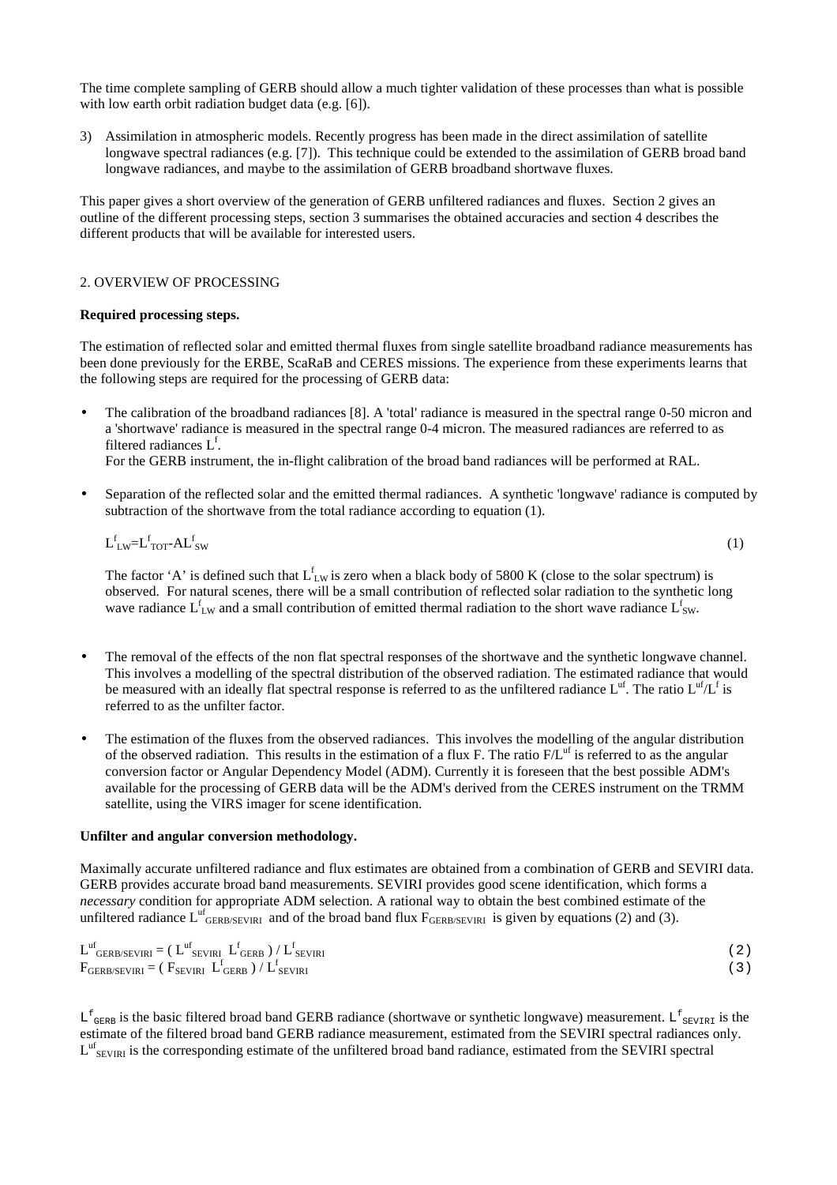The time complete sampling of GERB should allow a much tighter validation of these processes than what is possible with low earth orbit radiation budget data (e.g. [6]).

3) Assimilation in atmospheric models. Recently progress has been made in the direct assimilation of satellite longwave spectral radiances (e.g. [7]). This technique could be extended to the assimilation of GERB broad band longwave radiances, and maybe to the assimilation of GERB broadband shortwave fluxes.

This paper gives a short overview of the generation of GERB unfiltered radiances and fluxes. Section 2 gives an outline of the different processing steps, section 3 summarises the obtained accuracies and section 4 describes the different products that will be available for interested users.

## 2. OVERVIEW OF PROCESSING

**Required processing steps.**

The estimation of reflected solar and emitted thermal fluxes from single satellite broadband radiance measurements has been done previously for the ERBE, ScaRaB and CERES missions. The experience from these experiments learns that the following steps are required for the processing of GERB data:

- The calibration of the broadband radiances [8]. A 'total' radiance is measured in the spectral range 0-50 micron and a 'shortwave' radiance is measured in the spectral range 0-4 micron. The measured radiances are referred to as filtered radiances $L^f$.
  For the GERB instrument, the in-flight calibration of the broad band radiances will be performed at RAL.

- Separation of the reflected solar and the emitted thermal radiances. A synthetic 'longwave' radiance is computed by subtraction of the shortwave from the total radiance according to equation (1).

  $$L^f_{LW}=L^f_{TOT}-AL^f_{SW} \quad (1)$$

  The factor 'A' is defined such that $L^f_{LW}$ is zero when a black body of 5800 K (close to the solar spectrum) is observed. For natural scenes, there will be a small contribution of reflected solar radiation to the synthetic long wave radiance $L^f_{LW}$ and a small contribution of emitted thermal radiation to the short wave radiance $L^f_{SW}$.

- The removal of the effects of the non flat spectral responses of the shortwave and the synthetic longwave channel. This involves a modelling of the spectral distribution of the observed radiation. The estimated radiance that would be measured with an ideally flat spectral response is referred to as the unfiltered radiance $L^{uf}$. The ratio $L^{uf}/L^f$ is referred to as the unfilter factor.

- The estimation of the fluxes from the observed radiances. This involves the modelling of the angular distribution of the observed radiation. This results in the estimation of a flux F. The ratio $F/L^{uf}$ is referred to as the angular conversion factor or Angular Dependency Model (ADM). Currently it is foreseen that the best possible ADM's available for the processing of GERB data will be the ADM's derived from the CERES instrument on the TRMM satellite, using the VIRS imager for scene identification.

**Unfilter and angular conversion methodology.**

Maximally accurate unfiltered radiance and flux estimates are obtained from a combination of GERB and SEVIRI data. GERB provides accurate broad band measurements. SEVIRI provides good scene identification, which forms a *necessary* condition for appropriate ADM selection. A rational way to obtain the best combined estimate of the unfiltered radiance $L^{uf}_{GERB/SEVIRI}$ and of the broad band flux $F_{GERB/SEVIRI}$ is given by equations (2) and (3).

$$L^{uf}_{GERB/SEVIRI} = ( L^{uf}_{SEVIRI} \; L^f_{GERB} ) / L^f_{SEVIRI} \quad (2)$$

$$F_{GERB/SEVIRI} = ( F_{SEVIRI} \; L^f_{GERB} ) / L^f_{SEVIRI} \quad (3)$$

$L^f_{GERB}$ is the basic filtered broad band GERB radiance (shortwave or synthetic longwave) measurement. $L^f_{SEVIRI}$ is the estimate of the filtered broad band GERB radiance measurement, estimated from the SEVIRI spectral radiances only. $L^{uf}_{SEVIRI}$ is the corresponding estimate of the unfiltered broad band radiance, estimated from the SEVIRI spectral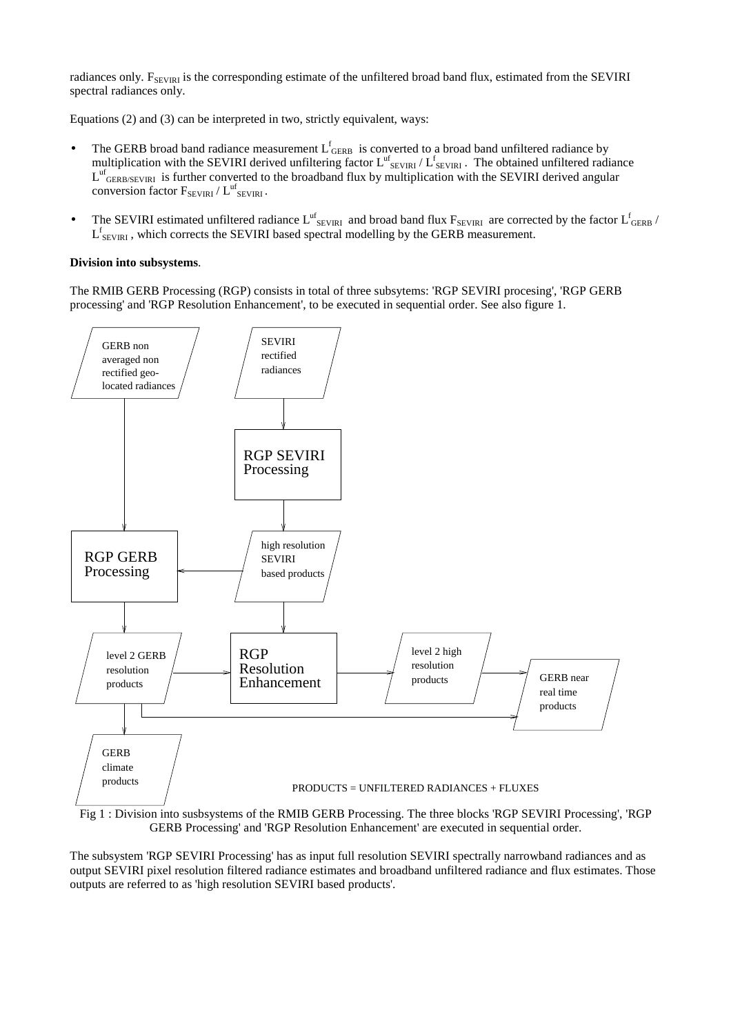radiances only. $F_{SEVIRI}$ is the corresponding estimate of the unfiltered broad band flux, estimated from the SEVIRI spectral radiances only.

Equations (2) and (3) can be interpreted in two, strictly equivalent, ways:

- The GERB broad band radiance measurement $L^{f}_{GERB}$ is converted to a broad band unfiltered radiance by multiplication with the SEVIRI derived unfiltering factor $L^{uf}_{SEVIRI} / L^{f}_{SEVIRI}$. The obtained unfiltered radiance $L^{uf}_{GERB/SEVIRI}$ is further converted to the broadband flux by multiplication with the SEVIRI derived angular conversion factor $F_{SEVIRI} / L^{uf}_{SEVIRI}$.
- The SEVIRI estimated unfiltered radiance $L^{uf}_{SEVIRI}$ and broad band flux $F_{SEVIRI}$ are corrected by the factor $L^{f}_{GERB} / L^{f}_{SEVIRI}$, which corrects the SEVIRI based spectral modelling by the GERB measurement.

**Division into subsystems**.

The RMIB GERB Processing (RGP) consists in total of three subsytems: 'RGP SEVIRI procesing', 'RGP GERB processing' and 'RGP Resolution Enhancement', to be executed in sequential order. See also figure 1.

GERB non averaged non rectified geo-located radiances

SEVIRI rectified radiances

RGP SEVIRI Processing

RGP GERB Processing

high resolution SEVIRI based products

level 2 GERB resolution products

RGP Resolution Enhancement

level 2 high resolution products

GERB near real time products

GERB climate products

PRODUCTS = UNFILTERED RADIANCES + FLUXES

Fig 1 : Division into susbsystems of the RMIB GERB Processing. The three blocks 'RGP SEVIRI Processing', 'RGP GERB Processing' and 'RGP Resolution Enhancement' are executed in sequential order.

The subsystem 'RGP SEVIRI Processing' has as input full resolution SEVIRI spectrally narrowband radiances and as output SEVIRI pixel resolution filtered radiance estimates and broadband unfiltered radiance and flux estimates. Those outputs are referred to as 'high resolution SEVIRI based products'.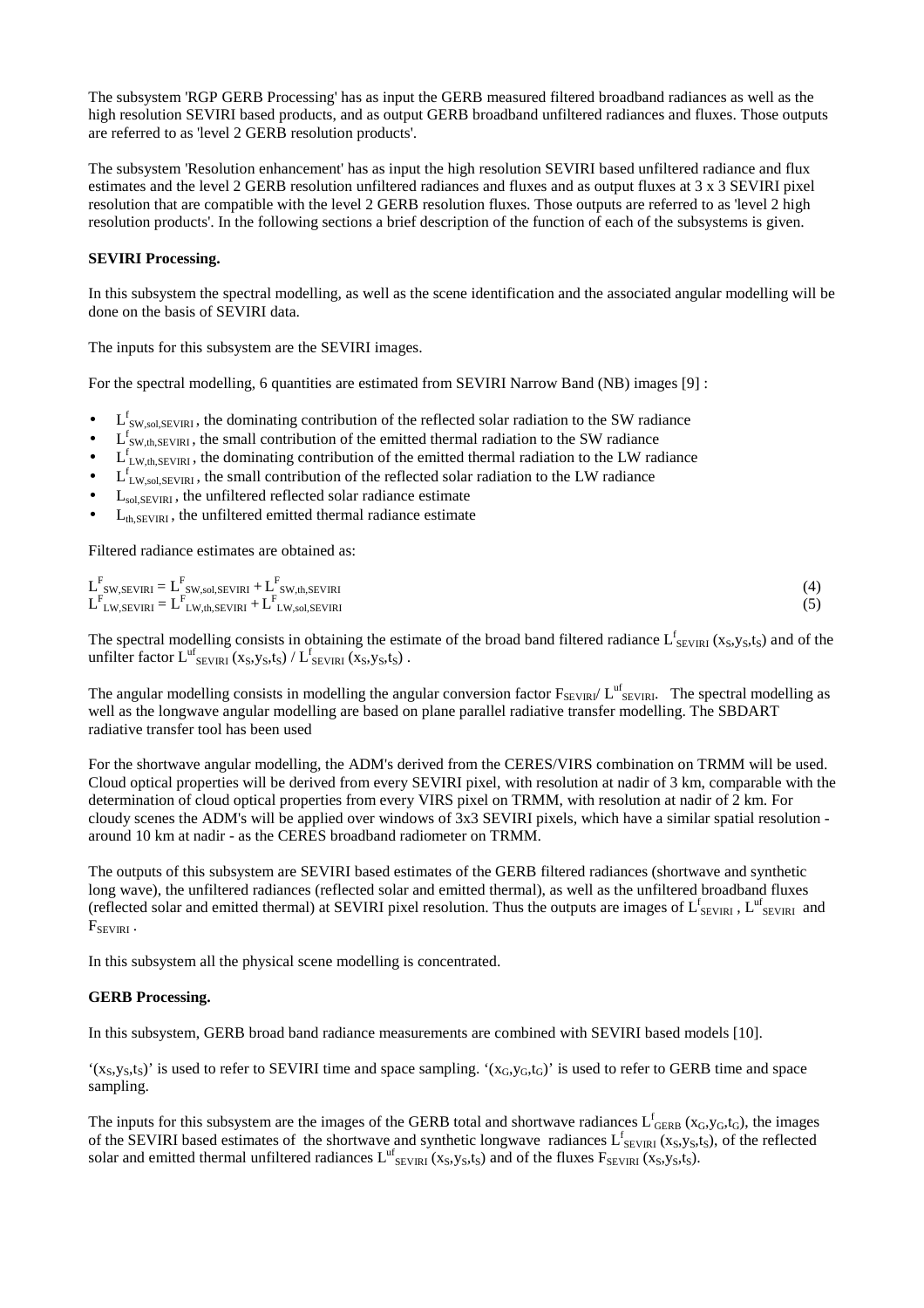The subsystem 'RGP GERB Processing' has as input the GERB measured filtered broadband radiances as well as the high resolution SEVIRI based products, and as output GERB broadband unfiltered radiances and fluxes. Those outputs are referred to as 'level 2 GERB resolution products'.

The subsystem 'Resolution enhancement' has as input the high resolution SEVIRI based unfiltered radiance and flux estimates and the level 2 GERB resolution unfiltered radiances and fluxes and as output fluxes at 3 x 3 SEVIRI pixel resolution that are compatible with the level 2 GERB resolution fluxes. Those outputs are referred to as 'level 2 high resolution products'. In the following sections a brief description of the function of each of the subsystems is given.

**SEVIRI Processing.**

In this subsystem the spectral modelling, as well as the scene identification and the associated angular modelling will be done on the basis of SEVIRI data.

The inputs for this subsystem are the SEVIRI images.

For the spectral modelling, 6 quantities are estimated from SEVIRI Narrow Band (NB) images [9] :

- $L^f_{SW,sol,SEVIRI}$ , the dominating contribution of the reflected solar radiation to the SW radiance
- $L^f_{SW,th,SEVIRI}$ , the small contribution of the emitted thermal radiation to the SW radiance
- $L^f_{LW,th,SEVIRI}$ , the dominating contribution of the emitted thermal radiation to the LW radiance
- $L^f_{LW,sol,SEVIRI}$ , the small contribution of the reflected solar radiation to the LW radiance
- $L_{sol,SEVIRI}$ , the unfiltered reflected solar radiance estimate
- $L_{th,SEVIRI}$ , the unfiltered emitted thermal radiance estimate

Filtered radiance estimates are obtained as:

$$L^F_{SW,SEVIRI} = L^F_{SW,sol,SEVIRI} + L^F_{SW,th,SEVIRI} \quad (4)$$

$$L^F_{LW,SEVIRI} = L^F_{LW,th,SEVIRI} + L^F_{LW,sol,SEVIRI} \quad (5)$$

The spectral modelling consists in obtaining the estimate of the broad band filtered radiance $L^f_{SEVIRI}(x_S,y_S,t_S)$ and of the unfilter factor $L^{uf}_{SEVIRI}(x_S,y_S,t_S) / L^f_{SEVIRI}(x_S,y_S,t_S)$ .

The angular modelling consists in modelling the angular conversion factor $F_{SEVIRI}/ L^{uf}_{SEVIRI}$. The spectral modelling as well as the longwave angular modelling are based on plane parallel radiative transfer modelling. The SBDART radiative transfer tool has been used

For the shortwave angular modelling, the ADM's derived from the CERES/VIRS combination on TRMM will be used. Cloud optical properties will be derived from every SEVIRI pixel, with resolution at nadir of 3 km, comparable with the determination of cloud optical properties from every VIRS pixel on TRMM, with resolution at nadir of 2 km. For cloudy scenes the ADM's will be applied over windows of 3x3 SEVIRI pixels, which have a similar spatial resolution - around 10 km at nadir - as the CERES broadband radiometer on TRMM.

The outputs of this subsystem are SEVIRI based estimates of the GERB filtered radiances (shortwave and synthetic long wave), the unfiltered radiances (reflected solar and emitted thermal), as well as the unfiltered broadband fluxes (reflected solar and emitted thermal) at SEVIRI pixel resolution. Thus the outputs are images of $L^f_{SEVIRI}$ , $L^{uf}_{SEVIRI}$ and $F_{SEVIRI}$ .

In this subsystem all the physical scene modelling is concentrated.

**GERB Processing.**

In this subsystem, GERB broad band radiance measurements are combined with SEVIRI based models [10].

'$(x_S,y_S,t_S)$' is used to refer to SEVIRI time and space sampling. '$(x_G,y_G,t_G)$' is used to refer to GERB time and space sampling.

The inputs for this subsystem are the images of the GERB total and shortwave radiances $L^f_{GERB}(x_G,y_G,t_G)$, the images of the SEVIRI based estimates of the shortwave and synthetic longwave radiances $L^f_{SEVIRI}(x_S,y_S,t_S)$, of the reflected solar and emitted thermal unfiltered radiances $L^{uf}_{SEVIRI}(x_S,y_S,t_S)$ and of the fluxes $F_{SEVIRI}(x_S,y_S,t_S)$.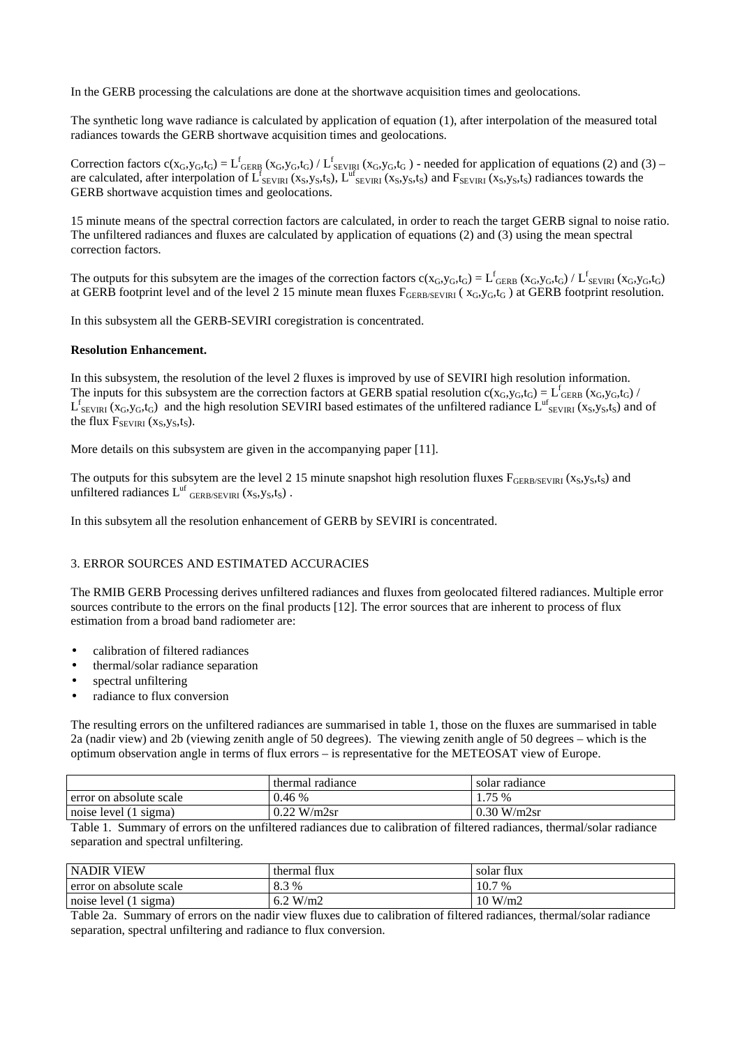In the GERB processing the calculations are done at the shortwave acquisition times and geolocations.

The synthetic long wave radiance is calculated by application of equation (1), after interpolation of the measured total radiances towards the GERB shortwave acquisition times and geolocations.

Correction factors $c(x_G,y_G,t_G) = L^f_{GERB}(x_G,y_G,t_G) / L^f_{SEVIRI}(x_G,y_G,t_G)$ - needed for application of equations (2) and (3) – are calculated, after interpolation of $L^f_{SEVIRI}(x_S,y_S,t_S)$, $L^{uf}_{SEVIRI}(x_S,y_S,t_S)$ and $F_{SEVIRI}(x_S,y_S,t_S)$ radiances towards the GERB shortwave acquistion times and geolocations.

15 minute means of the spectral correction factors are calculated, in order to reach the target GERB signal to noise ratio. The unfiltered radiances and fluxes are calculated by application of equations (2) and (3) using the mean spectral correction factors.

The outputs for this subsytem are the images of the correction factors $c(x_G,y_G,t_G) = L^f_{GERB}(x_G,y_G,t_G) / L^f_{SEVIRI}(x_G,y_G,t_G)$ at GERB footprint level and of the level 2 15 minute mean fluxes $F_{GERB/SEVIRI}(x_G,y_G,t_G)$ at GERB footprint resolution.

In this subsystem all the GERB-SEVIRI coregistration is concentrated.

**Resolution Enhancement.**

In this subsystem, the resolution of the level 2 fluxes is improved by use of SEVIRI high resolution information. The inputs for this subsystem are the correction factors at GERB spatial resolution $c(x_G,y_G,t_G) = L^f_{GERB}(x_G,y_G,t_G) / L^f_{SEVIRI}(x_G,y_G,t_G)$ and the high resolution SEVIRI based estimates of the unfiltered radiance $L^{uf}_{SEVIRI}(x_S,y_S,t_S)$ and of the flux $F_{SEVIRI}(x_S,y_S,t_S)$.

More details on this subsystem are given in the accompanying paper [11].

The outputs for this subsytem are the level 2 15 minute snapshot high resolution fluxes $F_{GERB/SEVIRI}(x_S,y_S,t_S)$ and unfiltered radiances $L^{uf}_{GERB/SEVIRI}(x_S,y_S,t_S)$ .

In this subsytem all the resolution enhancement of GERB by SEVIRI is concentrated.

## 3. ERROR SOURCES AND ESTIMATED ACCURACIES

The RMIB GERB Processing derives unfiltered radiances and fluxes from geolocated filtered radiances. Multiple error sources contribute to the errors on the final products [12]. The error sources that are inherent to process of flux estimation from a broad band radiometer are:

- calibration of filtered radiances
- thermal/solar radiance separation
- spectral unfiltering
- radiance to flux conversion

The resulting errors on the unfiltered radiances are summarised in table 1, those on the fluxes are summarised in table 2a (nadir view) and 2b (viewing zenith angle of 50 degrees). The viewing zenith angle of 50 degrees – which is the optimum observation angle in terms of flux errors – is representative for the METEOSAT view of Europe.

| | thermal radiance | solar radiance |
|---|---|---|
| error on absolute scale | 0.46 % | 1.75 % |
| noise level (1 sigma) | 0.22 W/m2sr | 0.30 W/m2sr |

Table 1. Summary of errors on the unfiltered radiances due to calibration of filtered radiances, thermal/solar radiance separation and spectral unfiltering.

| NADIR VIEW | thermal flux | solar flux |
|---|---|---|
| error on absolute scale | 8.3 % | 10.7 % |
| noise level (1 sigma) | 6.2 W/m2 | 10 W/m2 |

Table 2a. Summary of errors on the nadir view fluxes due to calibration of filtered radiances, thermal/solar radiance separation, spectral unfiltering and radiance to flux conversion.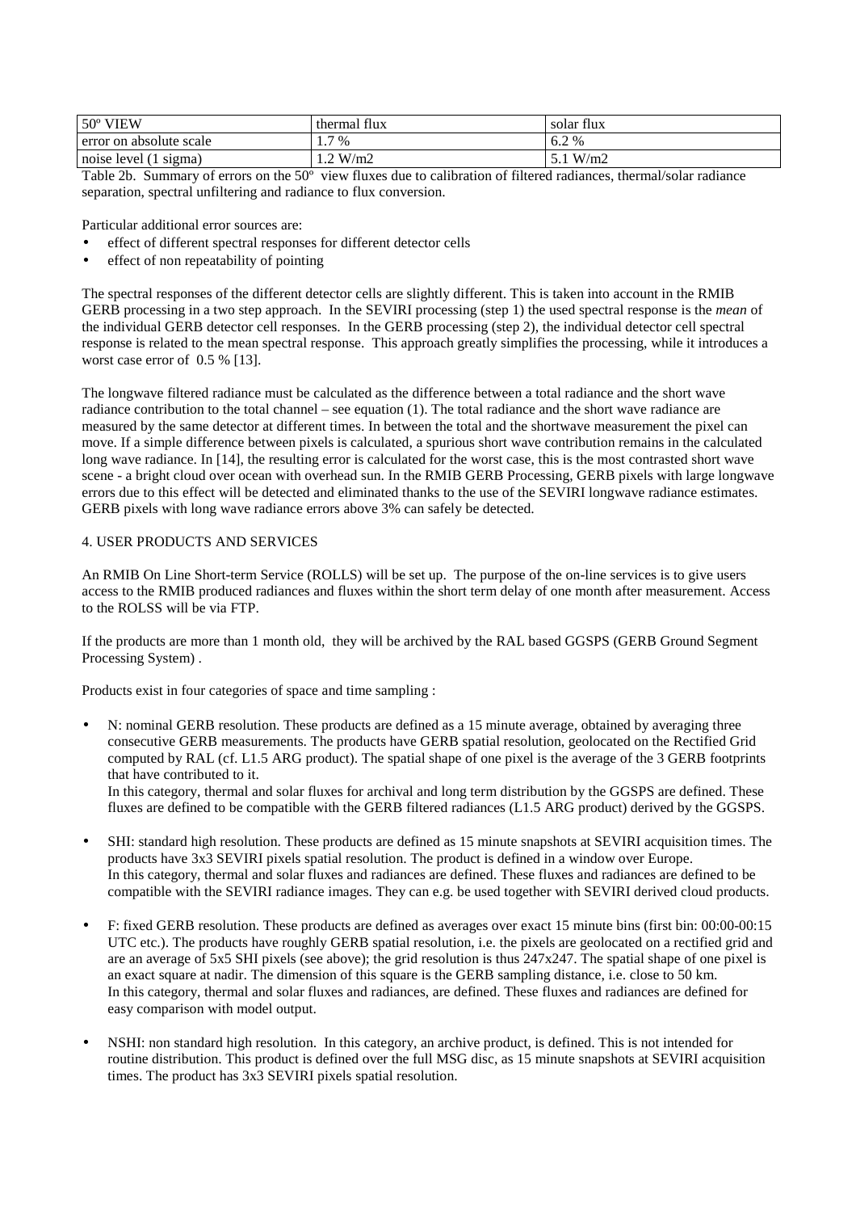| 50º VIEW | thermal flux | solar flux |
| --- | --- | --- |
| error on absolute scale | 1.7 % | 6.2 % |
| noise level (1 sigma) | 1.2 W/m2 | 5.1 W/m2 |

Table 2b. Summary of errors on the 50º view fluxes due to calibration of filtered radiances, thermal/solar radiance separation, spectral unfiltering and radiance to flux conversion.

Particular additional error sources are:

- effect of different spectral responses for different detector cells
- effect of non repeatability of pointing

The spectral responses of the different detector cells are slightly different. This is taken into account in the RMIB GERB processing in a two step approach. In the SEVIRI processing (step 1) the used spectral response is the *mean* of the individual GERB detector cell responses. In the GERB processing (step 2), the individual detector cell spectral response is related to the mean spectral response. This approach greatly simplifies the processing, while it introduces a worst case error of 0.5 % [13].

The longwave filtered radiance must be calculated as the difference between a total radiance and the short wave radiance contribution to the total channel – see equation (1). The total radiance and the short wave radiance are measured by the same detector at different times. In between the total and the shortwave measurement the pixel can move. If a simple difference between pixels is calculated, a spurious short wave contribution remains in the calculated long wave radiance. In [14], the resulting error is calculated for the worst case, this is the most contrasted short wave scene - a bright cloud over ocean with overhead sun. In the RMIB GERB Processing, GERB pixels with large longwave errors due to this effect will be detected and eliminated thanks to the use of the SEVIRI longwave radiance estimates. GERB pixels with long wave radiance errors above 3% can safely be detected.

## 4. USER PRODUCTS AND SERVICES

An RMIB On Line Short-term Service (ROLLS) will be set up. The purpose of the on-line services is to give users access to the RMIB produced radiances and fluxes within the short term delay of one month after measurement. Access to the ROLSS will be via FTP.

If the products are more than 1 month old, they will be archived by the RAL based GGSPS (GERB Ground Segment Processing System) .

Products exist in four categories of space and time sampling :

- N: nominal GERB resolution. These products are defined as a 15 minute average, obtained by averaging three consecutive GERB measurements. The products have GERB spatial resolution, geolocated on the Rectified Grid computed by RAL (cf. L1.5 ARG product). The spatial shape of one pixel is the average of the 3 GERB footprints that have contributed to it.
  In this category, thermal and solar fluxes for archival and long term distribution by the GGSPS are defined. These fluxes are defined to be compatible with the GERB filtered radiances (L1.5 ARG product) derived by the GGSPS.

- SHI: standard high resolution. These products are defined as 15 minute snapshots at SEVIRI acquisition times. The products have 3x3 SEVIRI pixels spatial resolution. The product is defined in a window over Europe.
  In this category, thermal and solar fluxes and radiances are defined. These fluxes and radiances are defined to be compatible with the SEVIRI radiance images. They can e.g. be used together with SEVIRI derived cloud products.

- F: fixed GERB resolution. These products are defined as averages over exact 15 minute bins (first bin: 00:00-00:15 UTC etc.). The products have roughly GERB spatial resolution, i.e. the pixels are geolocated on a rectified grid and are an average of 5x5 SHI pixels (see above); the grid resolution is thus 247x247. The spatial shape of one pixel is an exact square at nadir. The dimension of this square is the GERB sampling distance, i.e. close to 50 km.
  In this category, thermal and solar fluxes and radiances, are defined. These fluxes and radiances are defined for easy comparison with model output.

- NSHI: non standard high resolution. In this category, an archive product, is defined. This is not intended for routine distribution. This product is defined over the full MSG disc, as 15 minute snapshots at SEVIRI acquisition times. The product has 3x3 SEVIRI pixels spatial resolution.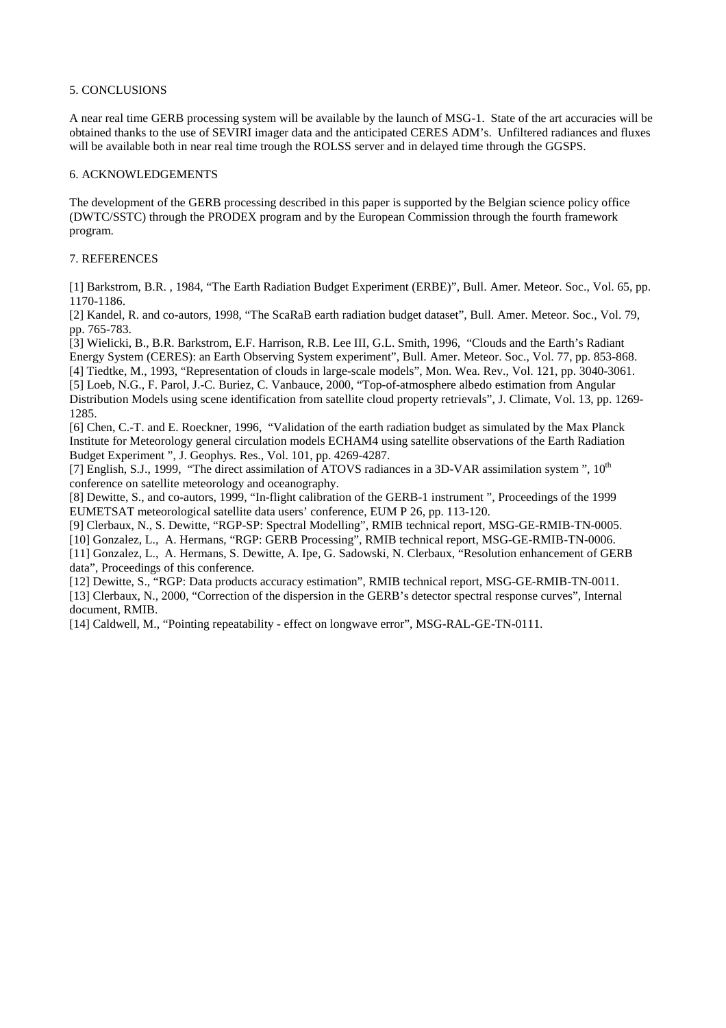## 5. CONCLUSIONS

A near real time GERB processing system will be available by the launch of MSG-1. State of the art accuracies will be obtained thanks to the use of SEVIRI imager data and the anticipated CERES ADM's. Unfiltered radiances and fluxes will be available both in near real time trough the ROLSS server and in delayed time through the GGSPS.

## 6. ACKNOWLEDGEMENTS

The development of the GERB processing described in this paper is supported by the Belgian science policy office (DWTC/SSTC) through the PRODEX program and by the European Commission through the fourth framework program.

## 7. REFERENCES

[1] Barkstrom, B.R. , 1984, "The Earth Radiation Budget Experiment (ERBE)", Bull. Amer. Meteor. Soc., Vol. 65, pp. 1170-1186.

[2] Kandel, R. and co-autors, 1998, "The ScaRaB earth radiation budget dataset", Bull. Amer. Meteor. Soc., Vol. 79, pp. 765-783.

[3] Wielicki, B., B.R. Barkstrom, E.F. Harrison, R.B. Lee III, G.L. Smith, 1996, "Clouds and the Earth's Radiant Energy System (CERES): an Earth Observing System experiment", Bull. Amer. Meteor. Soc., Vol. 77, pp. 853-868.

[4] Tiedtke, M., 1993, "Representation of clouds in large-scale models", Mon. Wea. Rev., Vol. 121, pp. 3040-3061.

[5] Loeb, N.G., F. Parol, J.-C. Buriez, C. Vanbauce, 2000, "Top-of-atmosphere albedo estimation from Angular Distribution Models using scene identification from satellite cloud property retrievals", J. Climate, Vol. 13, pp. 1269-1285.

[6] Chen, C.-T. and E. Roeckner, 1996, "Validation of the earth radiation budget as simulated by the Max Planck Institute for Meteorology general circulation models ECHAM4 using satellite observations of the Earth Radiation Budget Experiment ", J. Geophys. Res., Vol. 101, pp. 4269-4287.

[7] English, S.J., 1999, "The direct assimilation of ATOVS radiances in a 3D-VAR assimilation system ", 10th conference on satellite meteorology and oceanography.

[8] Dewitte, S., and co-autors, 1999, "In-flight calibration of the GERB-1 instrument ", Proceedings of the 1999 EUMETSAT meteorological satellite data users' conference, EUM P 26, pp. 113-120.

[9] Clerbaux, N., S. Dewitte, "RGP-SP: Spectral Modelling", RMIB technical report, MSG-GE-RMIB-TN-0005.

[10] Gonzalez, L., A. Hermans, "RGP: GERB Processing", RMIB technical report, MSG-GE-RMIB-TN-0006.

[11] Gonzalez, L., A. Hermans, S. Dewitte, A. Ipe, G. Sadowski, N. Clerbaux, "Resolution enhancement of GERB data", Proceedings of this conference.

[12] Dewitte, S., "RGP: Data products accuracy estimation", RMIB technical report, MSG-GE-RMIB-TN-0011.

[13] Clerbaux, N., 2000, "Correction of the dispersion in the GERB's detector spectral response curves", Internal document, RMIB.

[14] Caldwell, M., "Pointing repeatability - effect on longwave error", MSG-RAL-GE-TN-0111.